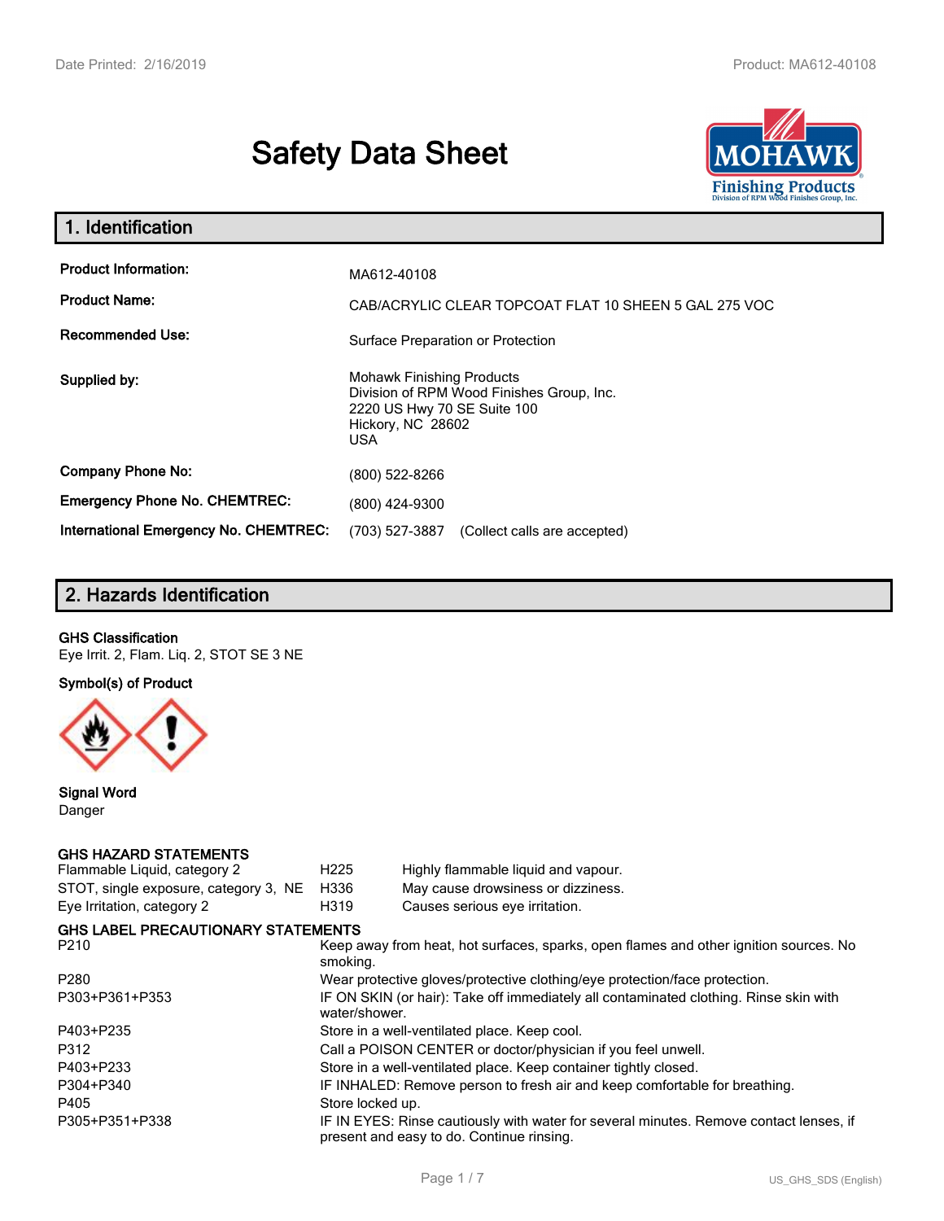# Safety Data Sheet

## 1. Identification

| | |
|---|---|
| **Product Information:** | MA612-40108 |
| **Product Name:** | CAB/ACRYLIC CLEAR TOPCOAT FLAT 10 SHEEN 5 GAL 275 VOC |
| **Recommended Use:** | Surface Preparation or Protection |
| **Supplied by:** | Mohawk Finishing Products<br>Division of RPM Wood Finishes Group, Inc.<br>2220 US Hwy 70 SE Suite 100<br>Hickory, NC 28602<br>USA |
| **Company Phone No:** | (800) 522-8266 |
| **Emergency Phone No. CHEMTREC:** | (800) 424-9300 |
| **International Emergency No. CHEMTREC:** | (703) 527-3887 (Collect calls are accepted) |

## 2. Hazards Identification

**GHS Classification**

Eye Irrit. 2, Flam. Liq. 2, STOT SE 3 NE

**Symbol(s) of Product**

**Signal Word**

Danger

**GHS HAZARD STATEMENTS**

| | | |
|---|---|---|
| Flammable Liquid, category 2 | H225 | Highly flammable liquid and vapour. |
| STOT, single exposure, category 3, NE | H336 | May cause drowsiness or dizziness. |
| Eye Irritation, category 2 | H319 | Causes serious eye irritation. |

**GHS LABEL PRECAUTIONARY STATEMENTS**

| | |
|---|---|
| P210 | Keep away from heat, hot surfaces, sparks, open flames and other ignition sources. No smoking. |
| P280 | Wear protective gloves/protective clothing/eye protection/face protection. |
| P303+P361+P353 | IF ON SKIN (or hair): Take off immediately all contaminated clothing. Rinse skin with water/shower. |
| P403+P235 | Store in a well-ventilated place. Keep cool. |
| P312 | Call a POISON CENTER or doctor/physician if you feel unwell. |
| P403+P233 | Store in a well-ventilated place. Keep container tightly closed. |
| P304+P340 | IF INHALED: Remove person to fresh air and keep comfortable for breathing. |
| P405 | Store locked up. |
| P305+P351+P338 | IF IN EYES: Rinse cautiously with water for several minutes. Remove contact lenses, if present and easy to do. Continue rinsing. |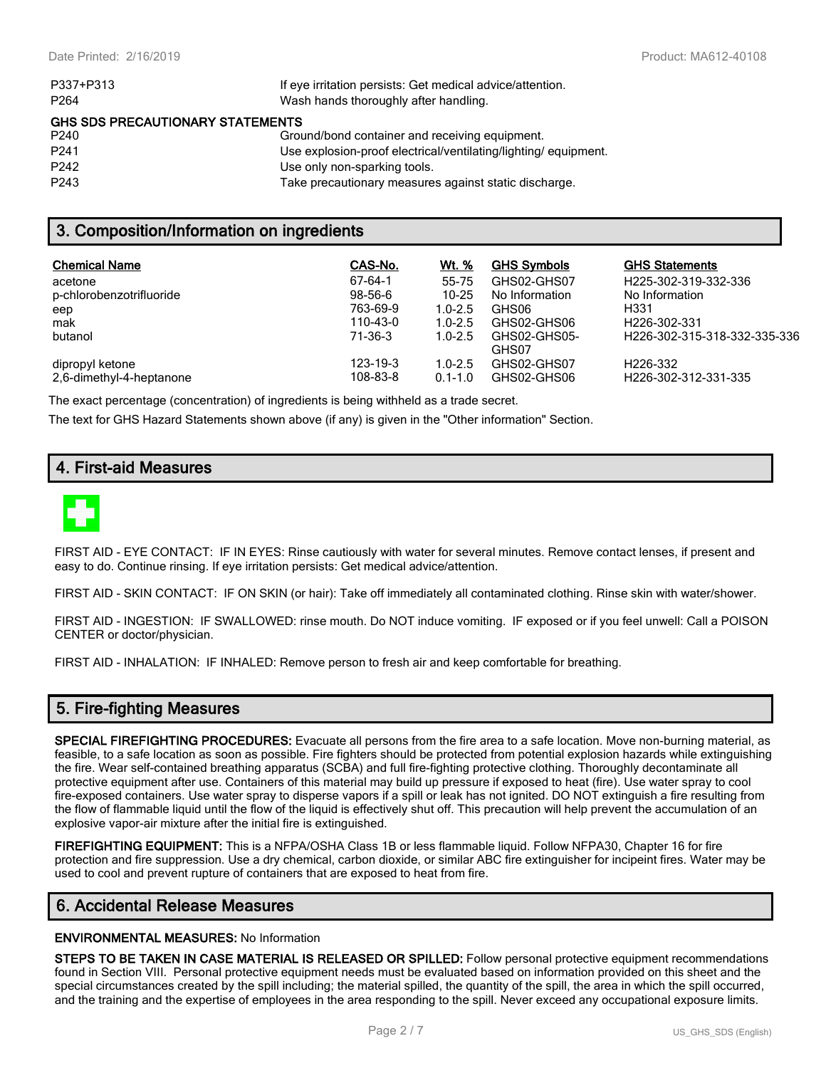| | |
|---|---|
| P337+P313 | If eye irritation persists: Get medical advice/attention. |
| P264 | Wash hands thoroughly after handling. |

**GHS SDS PRECAUTIONARY STATEMENTS**

| | |
|---|---|
| P240 | Ground/bond container and receiving equipment. |
| P241 | Use explosion-proof electrical/ventilating/lighting/ equipment. |
| P242 | Use only non-sparking tools. |
| P243 | Take precautionary measures against static discharge. |

## 3. Composition/Information on ingredients

| Chemical Name | CAS-No. | Wt. % | GHS Symbols | GHS Statements |
|---|---|---|---|---|
| acetone | 67-64-1 | 55-75 | GHS02-GHS07 | H225-302-319-332-336 |
| p-chlorobenzotrifluoride | 98-56-6 | 10-25 | No Information | No Information |
| eep | 763-69-9 | 1.0-2.5 | GHS06 | H331 |
| mak | 110-43-0 | 1.0-2.5 | GHS02-GHS06 | H226-302-331 |
| butanol | 71-36-3 | 1.0-2.5 | GHS02-GHS05-GHS07 | H226-302-315-318-332-335-336 |
| dipropyl ketone | 123-19-3 | 1.0-2.5 | GHS02-GHS07 | H226-332 |
| 2,6-dimethyl-4-heptanone | 108-83-8 | 0.1-1.0 | GHS02-GHS06 | H226-302-312-331-335 |

The exact percentage (concentration) of ingredients is being withheld as a trade secret.

The text for GHS Hazard Statements shown above (if any) is given in the "Other information" Section.

## 4. First-aid Measures

FIRST AID - EYE CONTACT: IF IN EYES: Rinse cautiously with water for several minutes. Remove contact lenses, if present and easy to do. Continue rinsing. If eye irritation persists: Get medical advice/attention.

FIRST AID - SKIN CONTACT: IF ON SKIN (or hair): Take off immediately all contaminated clothing. Rinse skin with water/shower.

FIRST AID - INGESTION: IF SWALLOWED: rinse mouth. Do NOT induce vomiting. IF exposed or if you feel unwell: Call a POISON CENTER or doctor/physician.

FIRST AID - INHALATION: IF INHALED: Remove person to fresh air and keep comfortable for breathing.

## 5. Fire-fighting Measures

**SPECIAL FIREFIGHTING PROCEDURES:** Evacuate all persons from the fire area to a safe location. Move non-burning material, as feasible, to a safe location as soon as possible. Fire fighters should be protected from potential explosion hazards while extinguishing the fire. Wear self-contained breathing apparatus (SCBA) and full fire-fighting protective clothing. Thoroughly decontaminate all protective equipment after use. Containers of this material may build up pressure if exposed to heat (fire). Use water spray to cool fire-exposed containers. Use water spray to disperse vapors if a spill or leak has not ignited. DO NOT extinguish a fire resulting from the flow of flammable liquid until the flow of the liquid is effectively shut off. This precaution will help prevent the accumulation of an explosive vapor-air mixture after the initial fire is extinguished.

**FIREFIGHTING EQUIPMENT:** This is a NFPA/OSHA Class 1B or less flammable liquid. Follow NFPA30, Chapter 16 for fire protection and fire suppression. Use a dry chemical, carbon dioxide, or similar ABC fire extinguisher for incipeint fires. Water may be used to cool and prevent rupture of containers that are exposed to heat from fire.

## 6. Accidental Release Measures

**ENVIRONMENTAL MEASURES:** No Information

**STEPS TO BE TAKEN IN CASE MATERIAL IS RELEASED OR SPILLED:** Follow personal protective equipment recommendations found in Section VIII. Personal protective equipment needs must be evaluated based on information provided on this sheet and the special circumstances created by the spill including; the material spilled, the quantity of the spill, the area in which the spill occurred, and the training and the expertise of employees in the area responding to the spill. Never exceed any occupational exposure limits.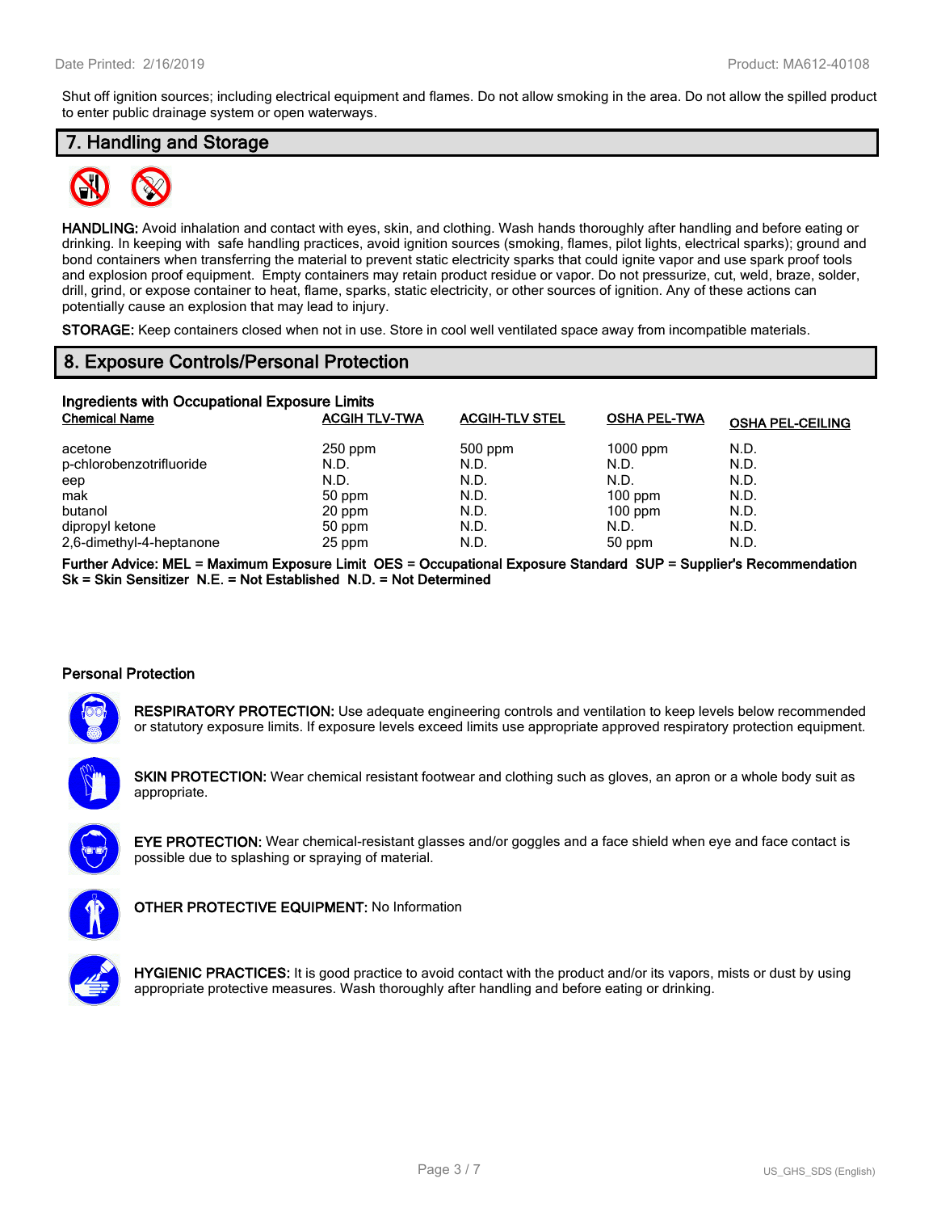Shut off ignition sources; including electrical equipment and flames. Do not allow smoking in the area. Do not allow the spilled product to enter public drainage system or open waterways.

## 7. Handling and Storage

**HANDLING:** Avoid inhalation and contact with eyes, skin, and clothing. Wash hands thoroughly after handling and before eating or drinking. In keeping with safe handling practices, avoid ignition sources (smoking, flames, pilot lights, electrical sparks); ground and bond containers when transferring the material to prevent static electricity sparks that could ignite vapor and use spark proof tools and explosion proof equipment. Empty containers may retain product residue or vapor. Do not pressurize, cut, weld, braze, solder, drill, grind, or expose container to heat, flame, sparks, static electricity, or other sources of ignition. Any of these actions can potentially cause an explosion that may lead to injury.

**STORAGE:** Keep containers closed when not in use. Store in cool well ventilated space away from incompatible materials.

## 8. Exposure Controls/Personal Protection

### Ingredients with Occupational Exposure Limits

| Chemical Name | ACGIH TLV-TWA | ACGIH-TLV STEL | OSHA PEL-TWA | OSHA PEL-CEILING |
|---|---|---|---|---|
| acetone | 250 ppm | 500 ppm | 1000 ppm | N.D. |
| p-chlorobenzotrifluoride | N.D. | N.D. | N.D. | N.D. |
| eep | N.D. | N.D. | N.D. | N.D. |
| mak | 50 ppm | N.D. | 100 ppm | N.D. |
| butanol | 20 ppm | N.D. | 100 ppm | N.D. |
| dipropyl ketone | 50 ppm | N.D. | N.D. | N.D. |
| 2,6-dimethyl-4-heptanone | 25 ppm | N.D. | 50 ppm | N.D. |

**Further Advice: MEL = Maximum Exposure Limit OES = Occupational Exposure Standard SUP = Supplier's Recommendation Sk = Skin Sensitizer N.E. = Not Established N.D. = Not Determined**

### Personal Protection

**RESPIRATORY PROTECTION:** Use adequate engineering controls and ventilation to keep levels below recommended or statutory exposure limits. If exposure levels exceed limits use appropriate approved respiratory protection equipment.

**SKIN PROTECTION:** Wear chemical resistant footwear and clothing such as gloves, an apron or a whole body suit as appropriate.

**EYE PROTECTION:** Wear chemical-resistant glasses and/or goggles and a face shield when eye and face contact is possible due to splashing or spraying of material.

**OTHER PROTECTIVE EQUIPMENT:** No Information

**HYGIENIC PRACTICES:** It is good practice to avoid contact with the product and/or its vapors, mists or dust by using appropriate protective measures. Wash thoroughly after handling and before eating or drinking.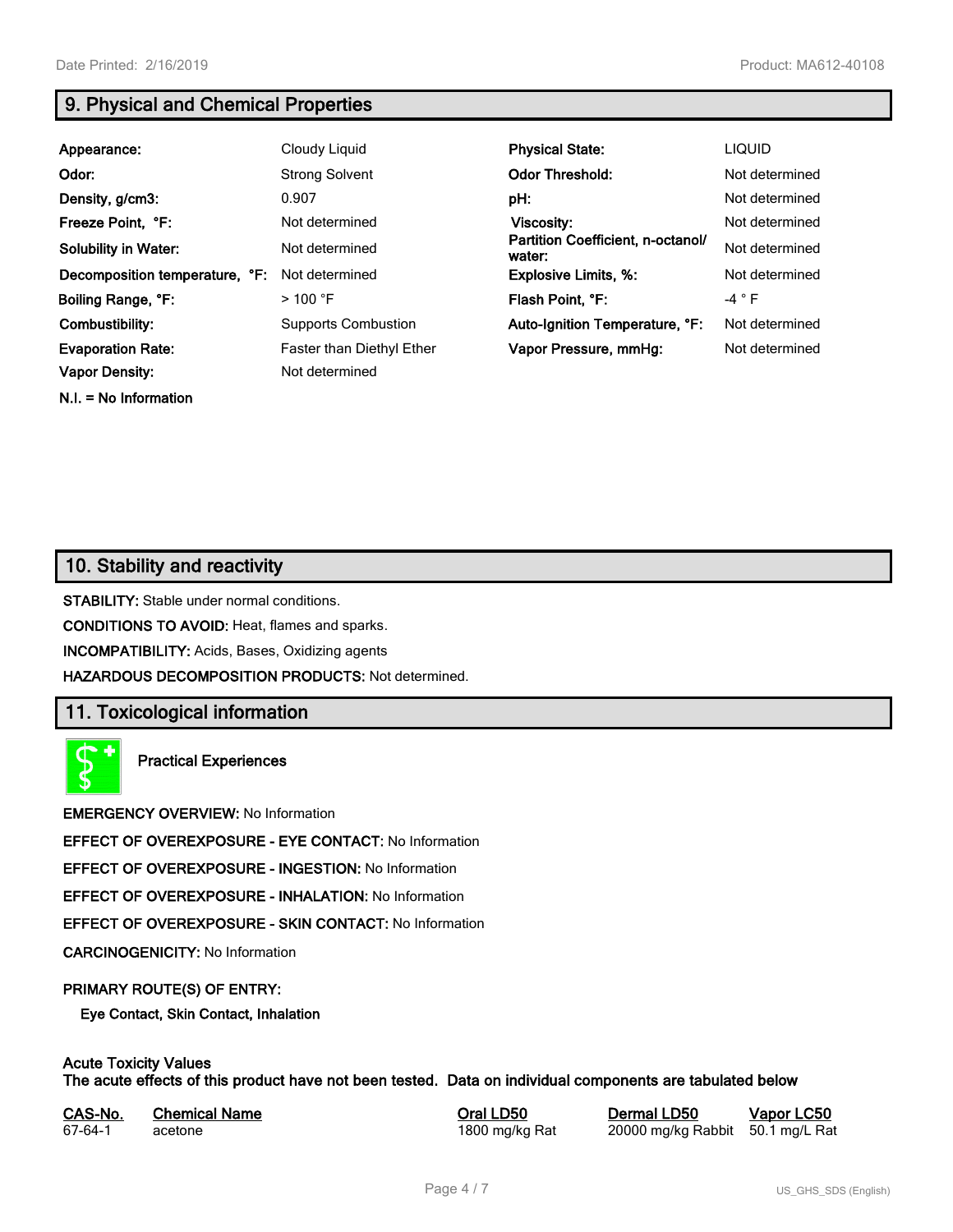## 9. Physical and Chemical Properties

| | | | |
|---|---|---|---|
| **Appearance:** | Cloudy Liquid | **Physical State:** | LIQUID |
| **Odor:** | Strong Solvent | **Odor Threshold:** | Not determined |
| **Density, g/cm3:** | 0.907 | **pH:** | Not determined |
| **Freeze Point, °F:** | Not determined | **Viscosity:** | Not determined |
| **Solubility in Water:** | Not determined | **Partition Coefficient, n-octanol/water:** | Not determined |
| **Decomposition temperature, °F:** | Not determined | **Explosive Limits, %:** | Not determined |
| **Boiling Range, °F:** | > 100 °F | **Flash Point, °F:** | -4 ° F |
| **Combustibility:** | Supports Combustion | **Auto-Ignition Temperature, °F:** | Not determined |
| **Evaporation Rate:** | Faster than Diethyl Ether | **Vapor Pressure, mmHg:** | Not determined |
| **Vapor Density:** | Not determined | | |

**N.I. = No Information**

## 10. Stability and reactivity

**STABILITY:** Stable under normal conditions.

**CONDITIONS TO AVOID:** Heat, flames and sparks.

**INCOMPATIBILITY:** Acids, Bases, Oxidizing agents

**HAZARDOUS DECOMPOSITION PRODUCTS:** Not determined.

## 11. Toxicological information

**Practical Experiences**

**EMERGENCY OVERVIEW:** No Information

**EFFECT OF OVEREXPOSURE - EYE CONTACT:** No Information

**EFFECT OF OVEREXPOSURE - INGESTION:** No Information

**EFFECT OF OVEREXPOSURE - INHALATION:** No Information

**EFFECT OF OVEREXPOSURE - SKIN CONTACT:** No Information

**CARCINOGENICITY:** No Information

**PRIMARY ROUTE(S) OF ENTRY:**

**Eye Contact, Skin Contact, Inhalation**

**Acute Toxicity Values**
**The acute effects of this product have not been tested. Data on individual components are tabulated below**

| CAS-No. | Chemical Name | Oral LD50 | Dermal LD50 | Vapor LC50 |
|---|---|---|---|---|
| 67-64-1 | acetone | 1800 mg/kg Rat | 20000 mg/kg Rabbit | 50.1 mg/L Rat |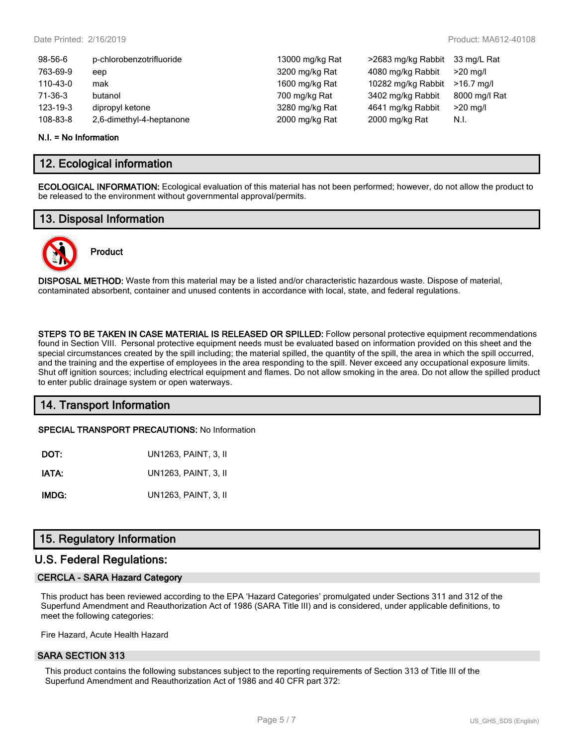| | | | | |
|---|---|---|---|---|
| 98-56-6 | p-chlorobenzotrifluoride | 13000 mg/kg Rat | >2683 mg/kg Rabbit | 33 mg/L Rat |
| 763-69-9 | eep | 3200 mg/kg Rat | 4080 mg/kg Rabbit | >20 mg/l |
| 110-43-0 | mak | 1600 mg/kg Rat | 10282 mg/kg Rabbit | >16.7 mg/l |
| 71-36-3 | butanol | 700 mg/kg Rat | 3402 mg/kg Rabbit | 8000 mg/l Rat |
| 123-19-3 | dipropyl ketone | 3280 mg/kg Rat | 4641 mg/kg Rabbit | >20 mg/l |
| 108-83-8 | 2,6-dimethyl-4-heptanone | 2000 mg/kg Rat | 2000 mg/kg Rat | N.I. |

**N.I. = No Information**

## 12. Ecological information

**ECOLOGICAL INFORMATION:** Ecological evaluation of this material has not been performed; however, do not allow the product to be released to the environment without governmental approval/permits.

## 13. Disposal Information

**Product**

**DISPOSAL METHOD:** Waste from this material may be a listed and/or characteristic hazardous waste. Dispose of material, contaminated absorbent, container and unused contents in accordance with local, state, and federal regulations.

**STEPS TO BE TAKEN IN CASE MATERIAL IS RELEASED OR SPILLED:** Follow personal protective equipment recommendations found in Section VIII. Personal protective equipment needs must be evaluated based on information provided on this sheet and the special circumstances created by the spill including; the material spilled, the quantity of the spill, the area in which the spill occurred, and the training and the expertise of employees in the area responding to the spill. Never exceed any occupational exposure limits. Shut off ignition sources; including electrical equipment and flames. Do not allow smoking in the area. Do not allow the spilled product to enter public drainage system or open waterways.

## 14. Transport Information

**SPECIAL TRANSPORT PRECAUTIONS:** No Information

| | |
|---|---|
| **DOT:** | UN1263, PAINT, 3, II |
| **IATA:** | UN1263, PAINT, 3, II |
| **IMDG:** | UN1263, PAINT, 3, II |

## 15. Regulatory Information

## U.S. Federal Regulations:

### CERCLA - SARA Hazard Category

This product has been reviewed according to the EPA 'Hazard Categories' promulgated under Sections 311 and 312 of the Superfund Amendment and Reauthorization Act of 1986 (SARA Title III) and is considered, under applicable definitions, to meet the following categories:

Fire Hazard, Acute Health Hazard

### SARA SECTION 313

This product contains the following substances subject to the reporting requirements of Section 313 of Title III of the Superfund Amendment and Reauthorization Act of 1986 and 40 CFR part 372: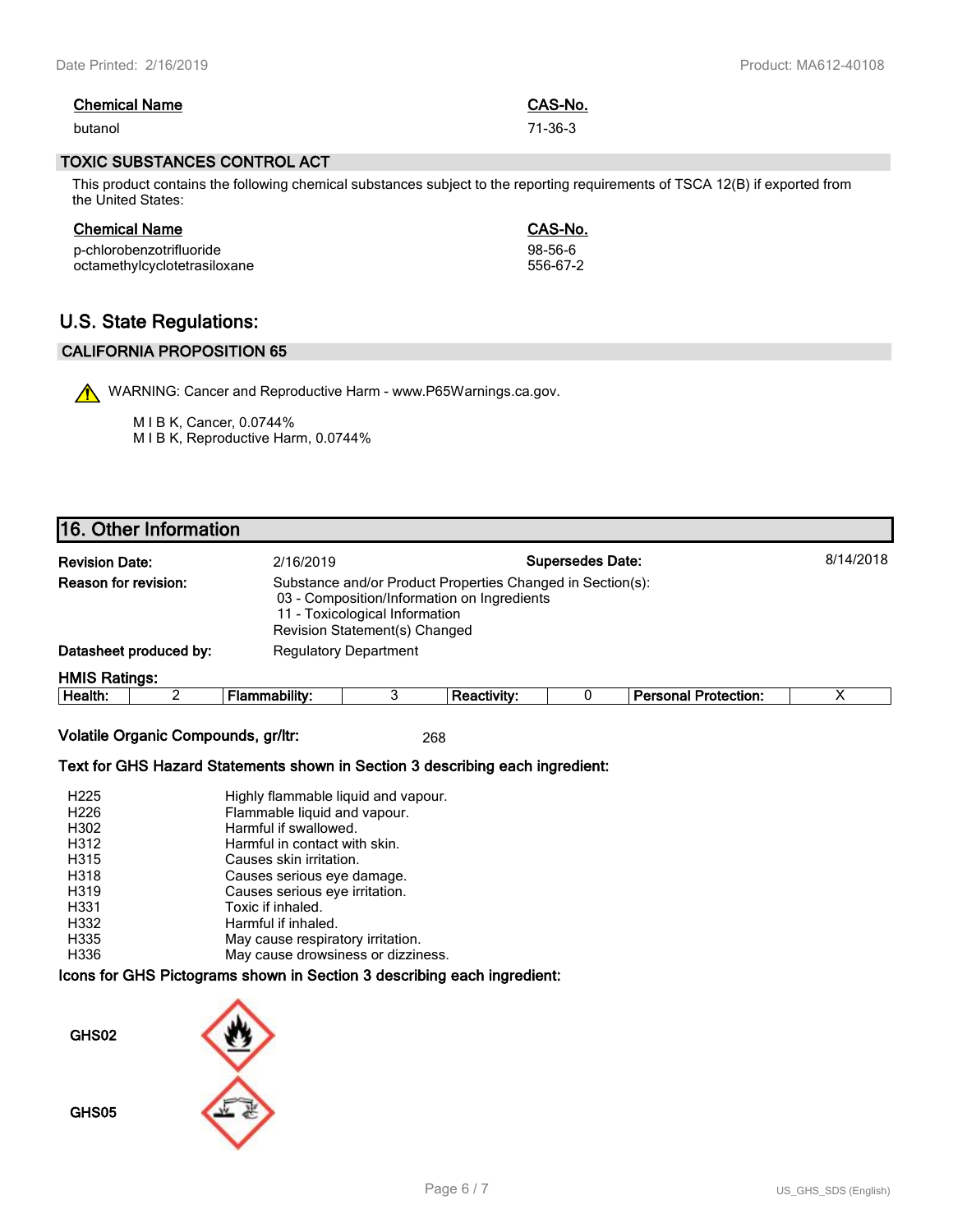| Chemical Name | CAS-No. |
|---|---|
| butanol | 71-36-3 |

### TOXIC SUBSTANCES CONTROL ACT

This product contains the following chemical substances subject to the reporting requirements of TSCA 12(B) if exported from the United States:

| Chemical Name | CAS-No. |
|---|---|
| p-chlorobenzotrifluoride | 98-56-6 |
| octamethylcyclotetrasiloxane | 556-67-2 |

## U.S. State Regulations:

### CALIFORNIA PROPOSITION 65

⚠ WARNING: Cancer and Reproductive Harm - www.P65Warnings.ca.gov.

M I B K, Cancer, 0.0744%
M I B K, Reproductive Harm, 0.0744%

## 16. Other Information

**Revision Date:** 2/16/2019 **Supersedes Date:** 8/14/2018

**Reason for revision:** Substance and/or Product Properties Changed in Section(s):
- 03 - Composition/Information on Ingredients
- 11 - Toxicological Information

Revision Statement(s) Changed

**Datasheet produced by:** Regulatory Department

**HMIS Ratings:**

| Health: | 2 | Flammability: | 3 | Reactivity: | 0 | Personal Protection: | X |
|---|---|---|---|---|---|---|---|

**Volatile Organic Compounds, gr/ltr:** 268

**Text for GHS Hazard Statements shown in Section 3 describing each ingredient:**

| | |
|---|---|
| H225 | Highly flammable liquid and vapour. |
| H226 | Flammable liquid and vapour. |
| H302 | Harmful if swallowed. |
| H312 | Harmful in contact with skin. |
| H315 | Causes skin irritation. |
| H318 | Causes serious eye damage. |
| H319 | Causes serious eye irritation. |
| H331 | Toxic if inhaled. |
| H332 | Harmful if inhaled. |
| H335 | May cause respiratory irritation. |
| H336 | May cause drowsiness or dizziness. |

**Icons for GHS Pictograms shown in Section 3 describing each ingredient:**

GHS02

GHS05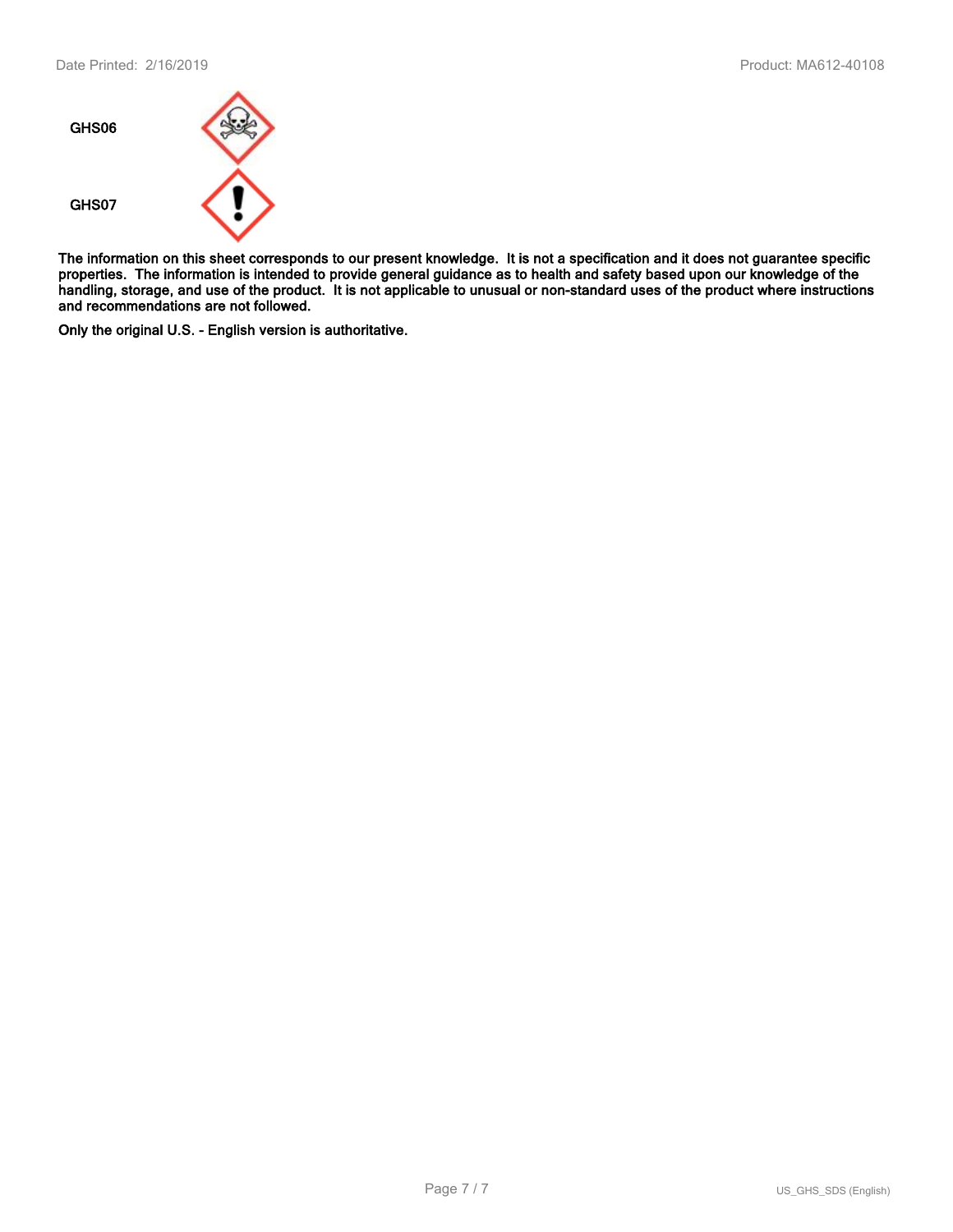GHS06

GHS07

**The information on this sheet corresponds to our present knowledge. It is not a specification and it does not guarantee specific properties. The information is intended to provide general guidance as to health and safety based upon our knowledge of the handling, storage, and use of the product. It is not applicable to unusual or non-standard uses of the product where instructions and recommendations are not followed.**

**Only the original U.S. - English version is authoritative.**